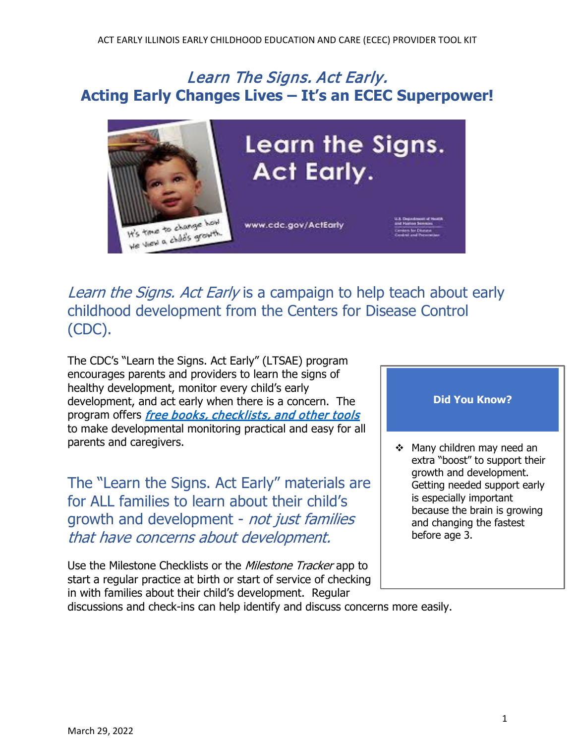# *Learn The Signs. Act Early.*
# Acting Early Changes Lives – It's an ECEC Superpower!

## *Learn the Signs. Act Early* is a campaign to help teach about early childhood development from the Centers for Disease Control (CDC).

The CDC's "Learn the Signs. Act Early" (LTSAE) program encourages parents and providers to learn the signs of healthy development, monitor every child's early development, and act early when there is a concern. The program offers ***free books, checklists, and other tools*** to make developmental monitoring practical and easy for all parents and caregivers.

## The "Learn the Signs. Act Early" materials are for ALL families to learn about their child's growth and development - *not just families that have concerns about development.*

Use the Milestone Checklists or the *Milestone Tracker* app to start a regular practice at birth or start of service of checking in with families about their child's development. Regular discussions and check-ins can help identify and discuss concerns more easily.

**Did You Know?**

- Many children may need an extra "boost" to support their growth and development. Getting needed support early is especially important because the brain is growing and changing the fastest before age 3.

March 29, 2022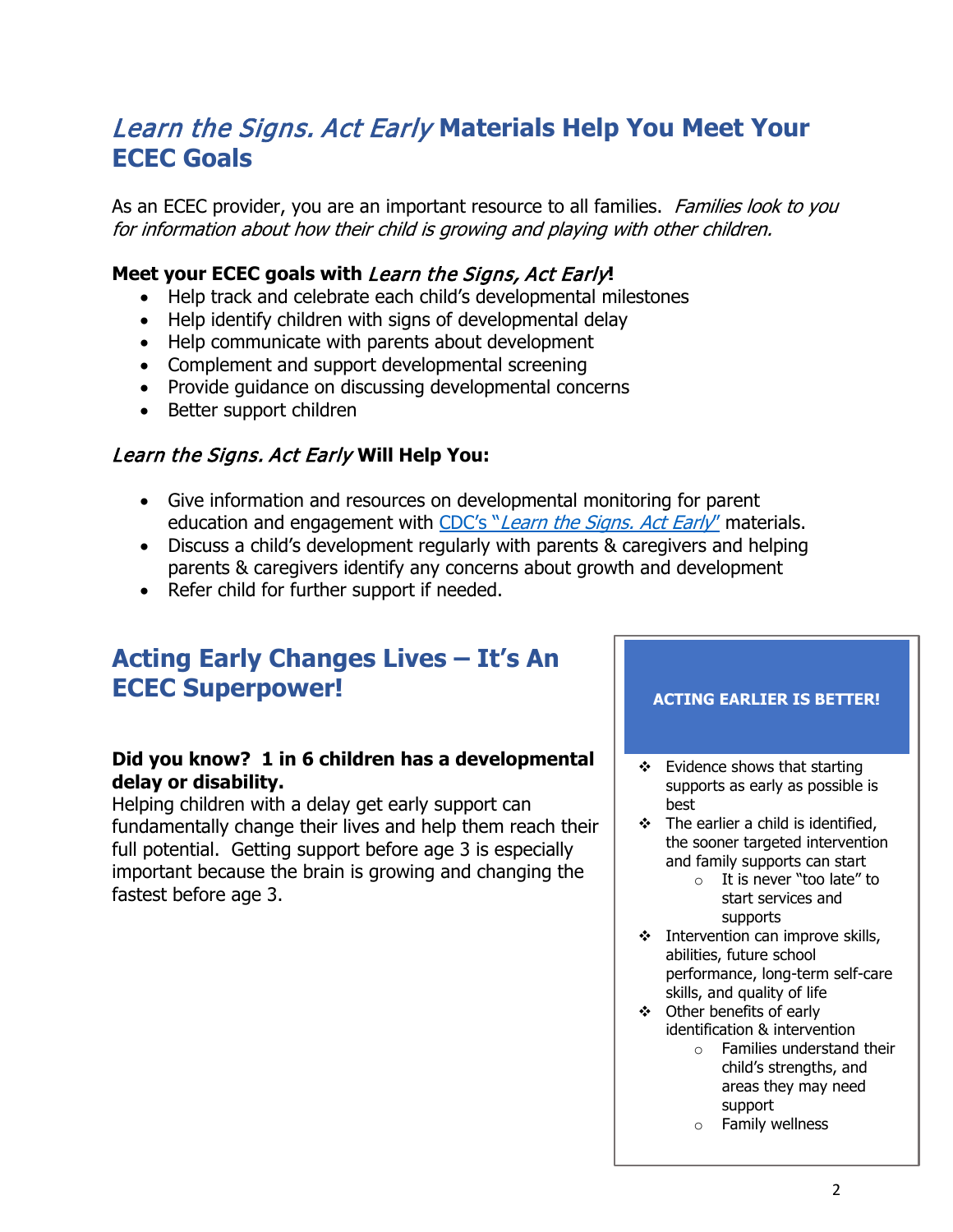## *Learn the Signs. Act Early* Materials Help You Meet Your ECEC Goals

As an ECEC provider, you are an important resource to all families. *Families look to you for information about how their child is growing and playing with other children.*

**Meet your ECEC goals with *Learn the Signs, Act Early*!**

- Help track and celebrate each child's developmental milestones
- Help identify children with signs of developmental delay
- Help communicate with parents about development
- Complement and support developmental screening
- Provide guidance on discussing developmental concerns
- Better support children

### *Learn the Signs. Act Early* Will Help You:

- Give information and resources on developmental monitoring for parent education and engagement with CDC's "*Learn the Signs. Act Early*" materials.
- Discuss a child's development regularly with parents & caregivers and helping parents & caregivers identify any concerns about growth and development
- Refer child for further support if needed.

## Acting Early Changes Lives – It's An ECEC Superpower!

**Did you know? 1 in 6 children has a developmental delay or disability.**
Helping children with a delay get early support can fundamentally change their lives and help them reach their full potential. Getting support before age 3 is especially important because the brain is growing and changing the fastest before age 3.

**ACTING EARLIER IS BETTER!**

- Evidence shows that starting supports as early as possible is best
- The earlier a child is identified, the sooner targeted intervention and family supports can start
  - It is never "too late" to start services and supports
- Intervention can improve skills, abilities, future school performance, long-term self-care skills, and quality of life
- Other benefits of early identification & intervention
  - Families understand their child's strengths, and areas they may need support
  - Family wellness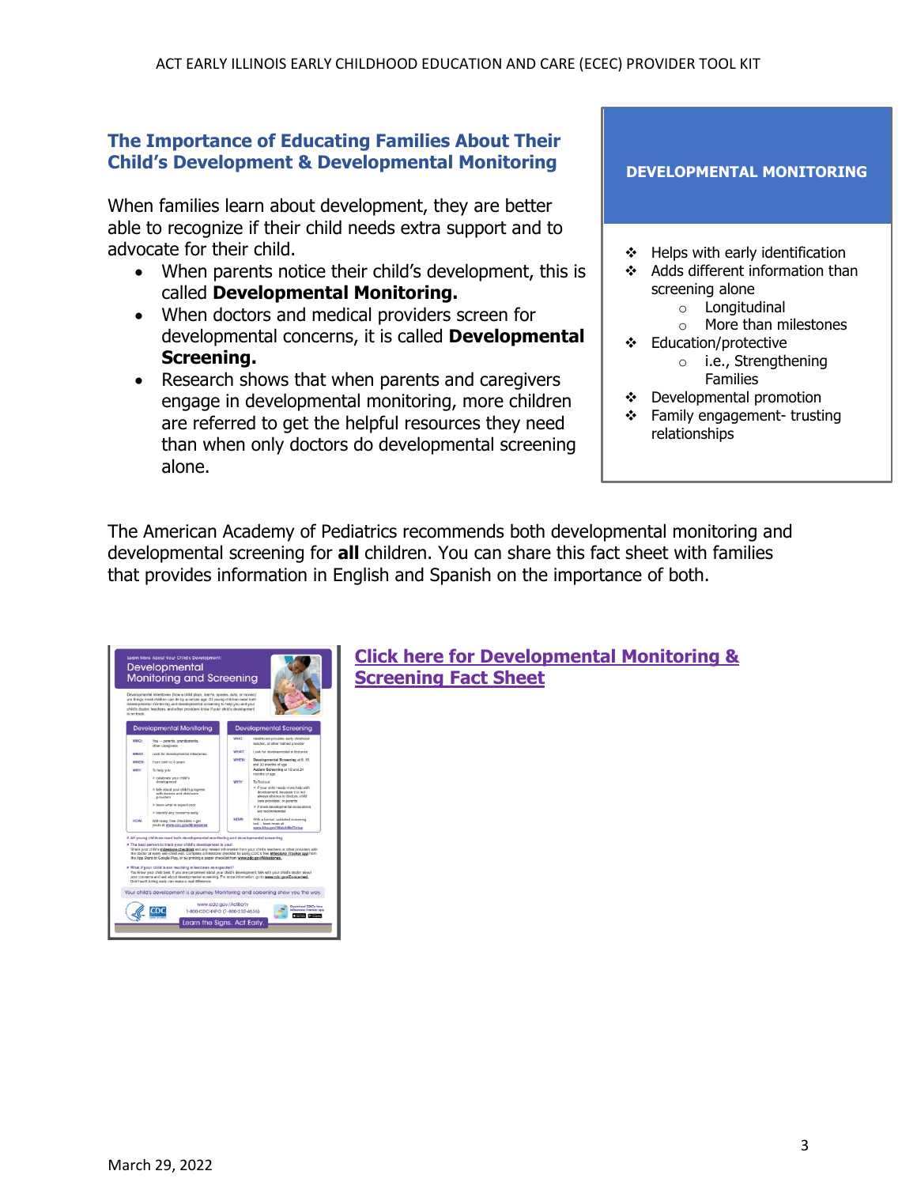## The Importance of Educating Families About Their Child's Development & Developmental Monitoring

When families learn about development, they are better able to recognize if their child needs extra support and to advocate for their child.

- When parents notice their child's development, this is called **Developmental Monitoring.**
- When doctors and medical providers screen for developmental concerns, it is called **Developmental Screening.**
- Research shows that when parents and caregivers engage in developmental monitoring, more children are referred to get the helpful resources they need than when only doctors do developmental screening alone.

**DEVELOPMENTAL MONITORING**

- Helps with early identification
- Adds different information than screening alone
  - Longitudinal
  - More than milestones
- Education/protective
  - i.e., Strengthening Families
- Developmental promotion
- Family engagement- trusting relationships

The American Academy of Pediatrics recommends both developmental monitoring and developmental screening for **all** children. You can share this fact sheet with families that provides information in English and Spanish on the importance of both.

[Click here for Developmental Monitoring & Screening Fact Sheet]

March 29, 2022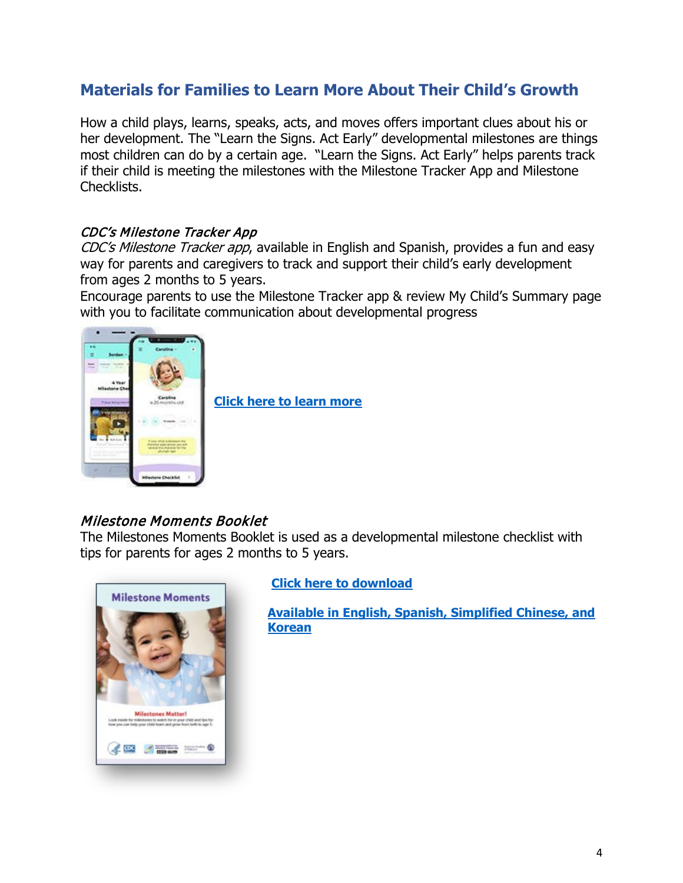## Materials for Families to Learn More About Their Child's Growth

How a child plays, learns, speaks, acts, and moves offers important clues about his or her development. The "Learn the Signs. Act Early" developmental milestones are things most children can do by a certain age. "Learn the Signs. Act Early" helps parents track if their child is meeting the milestones with the Milestone Tracker App and Milestone Checklists.

### *CDC's Milestone Tracker App*

*CDC's Milestone Tracker app*, available in English and Spanish, provides a fun and easy way for parents and caregivers to track and support their child's early development from ages 2 months to 5 years.

Encourage parents to use the Milestone Tracker app & review My Child's Summary page with you to facilitate communication about developmental progress

**Click here to learn more**

### *Milestone Moments Booklet*

The Milestones Moments Booklet is used as a developmental milestone checklist with tips for parents for ages 2 months to 5 years.

**Click here to download**

**Available in English, Spanish, Simplified Chinese, and Korean**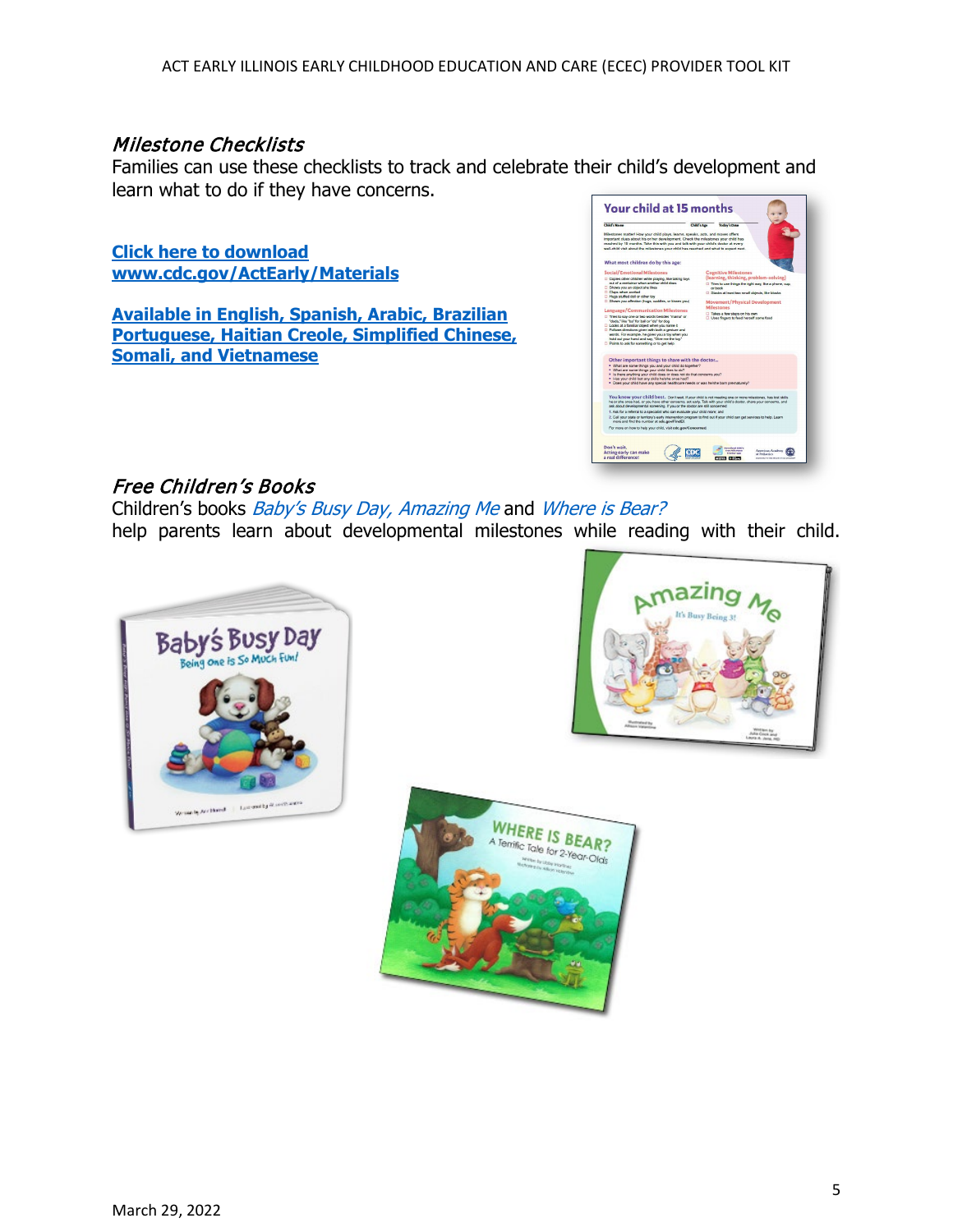### *Milestone Checklists*

Families can use these checklists to track and celebrate their child's development and learn what to do if they have concerns.

**Click here to download www.cdc.gov/ActEarly/Materials**

**Available in English, Spanish, Arabic, Brazilian Portuguese, Haitian Creole, Simplified Chinese, Somali, and Vietnamese**

### *Free Children's Books*

Children's books *Baby's Busy Day, Amazing Me* and *Where is Bear?* help parents learn about developmental milestones while reading with their child.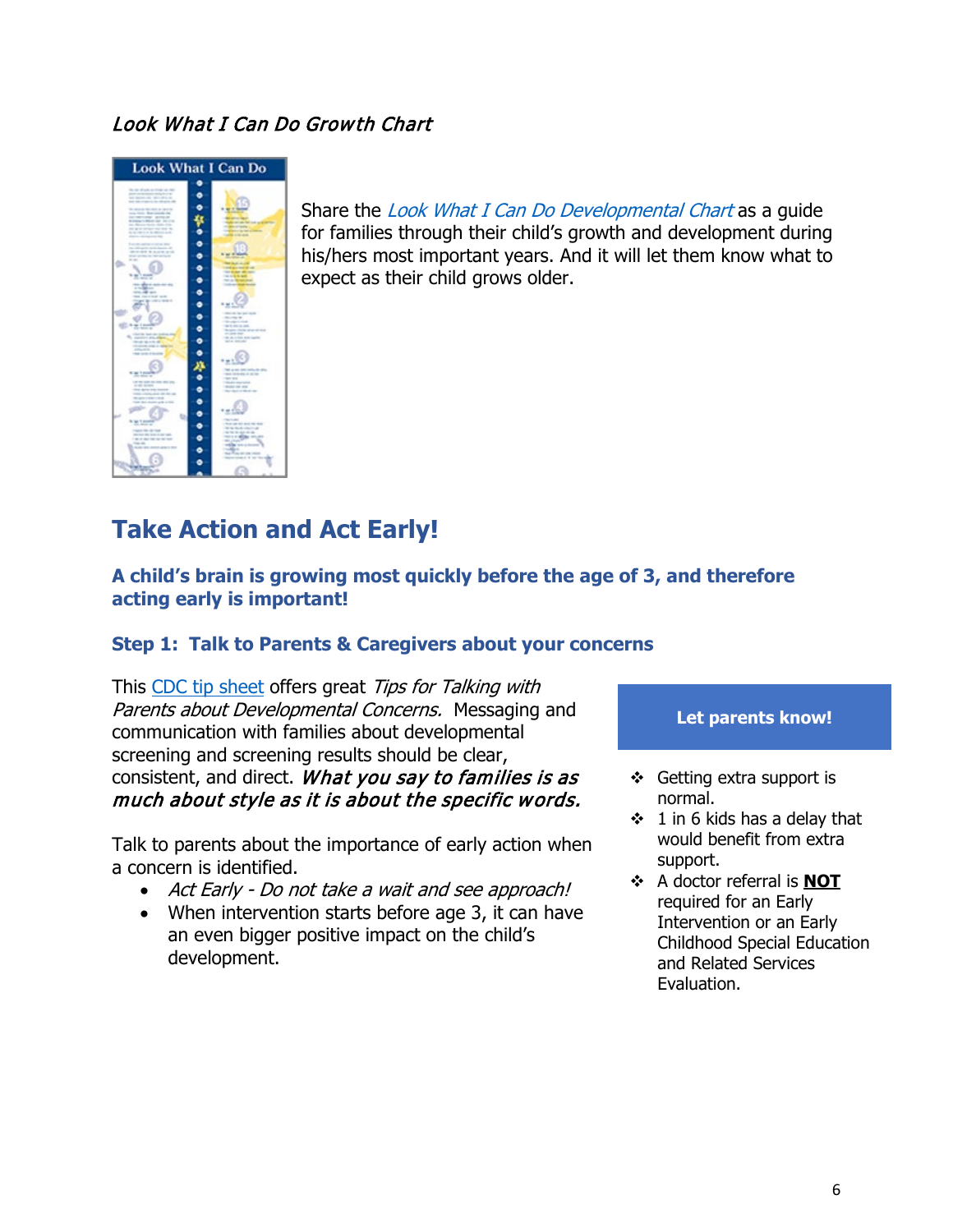*Look What I Can Do Growth Chart*

Share the *Look What I Can Do Developmental Chart* as a guide for families through their child's growth and development during his/hers most important years. And it will let them know what to expect as their child grows older.

## Take Action and Act Early!

### A child's brain is growing most quickly before the age of 3, and therefore acting early is important!

### Step 1: Talk to Parents & Caregivers about your concerns

This CDC tip sheet offers great *Tips for Talking with Parents about Developmental Concerns.* Messaging and communication with families about developmental screening and screening results should be clear, consistent, and direct. ***What you say to families is as much about style as it is about the specific words.***

Talk to parents about the importance of early action when a concern is identified.

- *Act Early - Do not take a wait and see approach!*
- When intervention starts before age 3, it can have an even bigger positive impact on the child's development.

**Let parents know!**

- Getting extra support is normal.
- 1 in 6 kids has a delay that would benefit from extra support.
- A doctor referral is **NOT** required for an Early Intervention or an Early Childhood Special Education and Related Services Evaluation.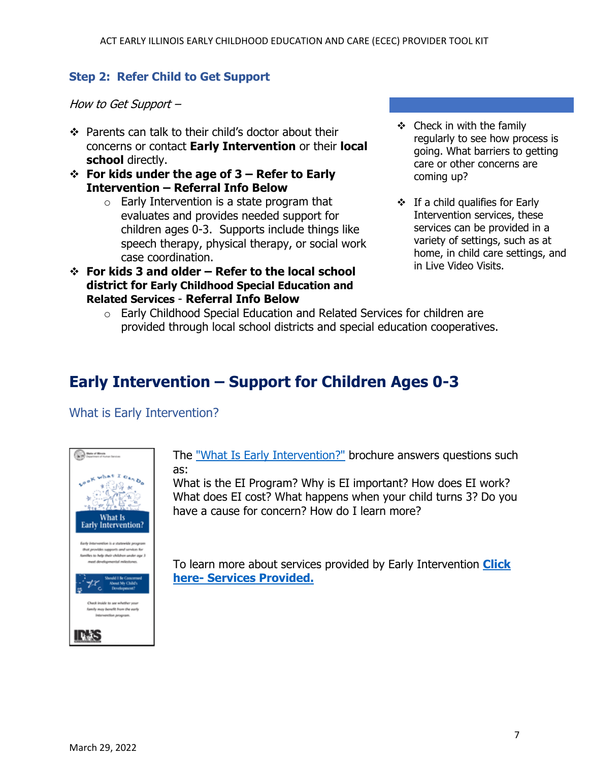### Step 2: Refer Child to Get Support

*How to Get Support –*

- Parents can talk to their child's doctor about their concerns or contact **Early Intervention** or their **local school** directly.
- **For kids under the age of 3 – Refer to Early Intervention – Referral Info Below**
  - Early Intervention is a state program that evaluates and provides needed support for children ages 0-3. Supports include things like speech therapy, physical therapy, or social work case coordination.
- **For kids 3 and older – Refer to the local school district for Early Childhood Special Education and Related Services - Referral Info Below**
  - Early Childhood Special Education and Related Services for children are provided through local school districts and special education cooperatives.

- Check in with the family regularly to see how process is going. What barriers to getting care or other concerns are coming up?
- If a child qualifies for Early Intervention services, these services can be provided in a variety of settings, such as at home, in child care settings, and in Live Video Visits.

## Early Intervention – Support for Children Ages 0-3

### What is Early Intervention?

The "What Is Early Intervention?" brochure answers questions such as:
What is the EI Program? Why is EI important? How does EI work? What does EI cost? What happens when your child turns 3? Do you have a cause for concern? How do I learn more?

To learn more about services provided by Early Intervention **Click here- Services Provided.**

March 29, 2022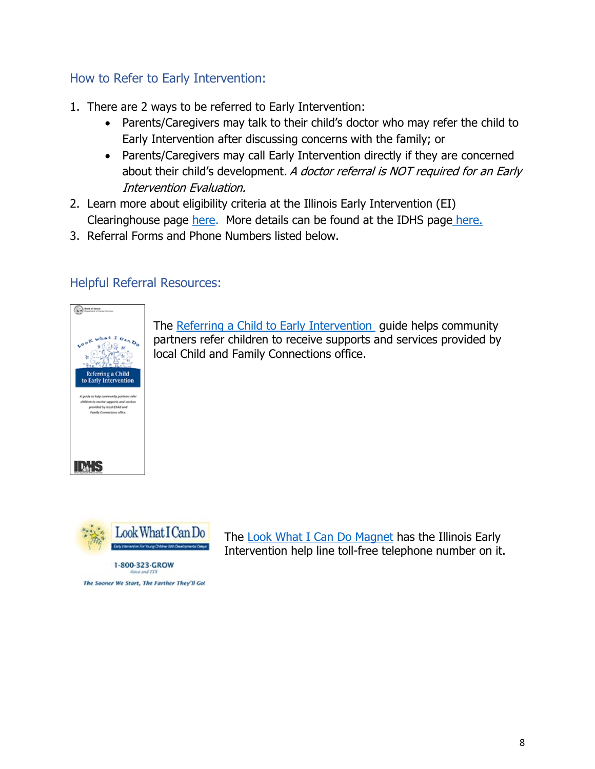## How to Refer to Early Intervention:

1. There are 2 ways to be referred to Early Intervention:
    - Parents/Caregivers may talk to their child's doctor who may refer the child to Early Intervention after discussing concerns with the family; or
    - Parents/Caregivers may call Early Intervention directly if they are concerned about their child's development. *A doctor referral is NOT required for an Early Intervention Evaluation.*
2. Learn more about eligibility criteria at the Illinois Early Intervention (EI) Clearinghouse page here. More details can be found at the IDHS page here.
3. Referral Forms and Phone Numbers listed below.

## Helpful Referral Resources:

The Referring a Child to Early Intervention guide helps community partners refer children to receive supports and services provided by local Child and Family Connections office.

The Look What I Can Do Magnet has the Illinois Early Intervention help line toll-free telephone number on it.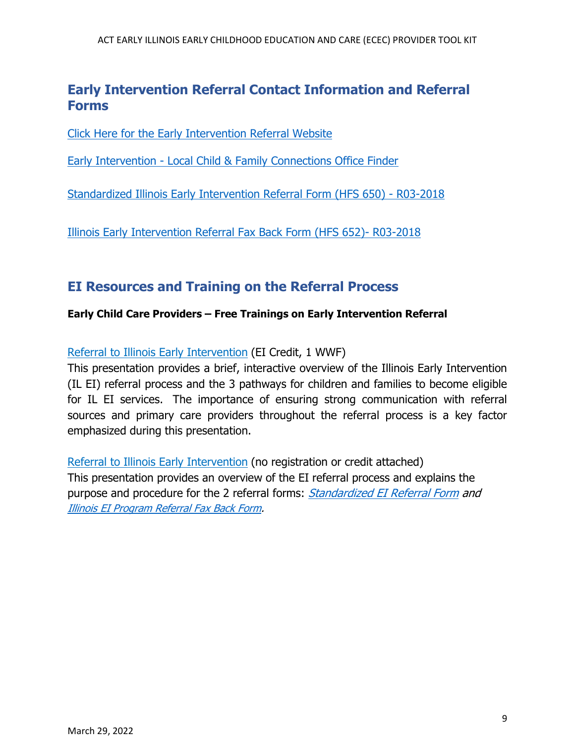## Early Intervention Referral Contact Information and Referral Forms

Click Here for the Early Intervention Referral Website

Early Intervention - Local Child & Family Connections Office Finder

Standardized Illinois Early Intervention Referral Form (HFS 650) - R03-2018

Illinois Early Intervention Referral Fax Back Form (HFS 652)- R03-2018

## EI Resources and Training on the Referral Process

**Early Child Care Providers – Free Trainings on Early Intervention Referral**

Referral to Illinois Early Intervention (EI Credit, 1 WWF)
This presentation provides a brief, interactive overview of the Illinois Early Intervention (IL EI) referral process and the 3 pathways for children and families to become eligible for IL EI services. The importance of ensuring strong communication with referral sources and primary care providers throughout the referral process is a key factor emphasized during this presentation.

Referral to Illinois Early Intervention (no registration or credit attached)
This presentation provides an overview of the EI referral process and explains the purpose and procedure for the 2 referral forms: *Standardized EI Referral Form and Illinois EI Program Referral Fax Back Form.*

March 29, 2022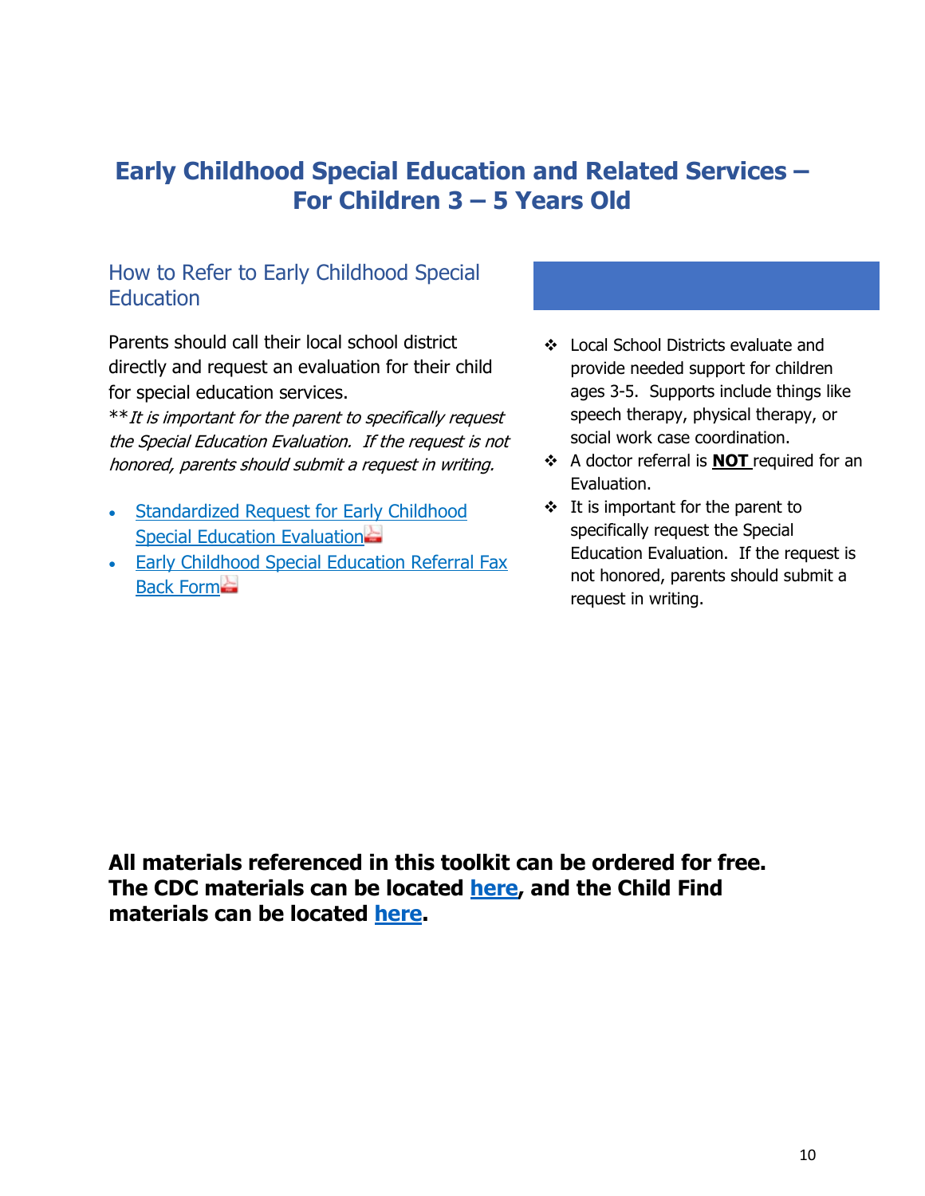# Early Childhood Special Education and Related Services – For Children 3 – 5 Years Old

## How to Refer to Early Childhood Special Education

Parents should call their local school district directly and request an evaluation for their child for special education services.

\*\**It is important for the parent to specifically request the Special Education Evaluation. If the request is not honored, parents should submit a request in writing.*

- [Standardized Request for Early Childhood Special Education Evaluation]()
- [Early Childhood Special Education Referral Fax Back Form]()

- Local School Districts evaluate and provide needed support for children ages 3-5. Supports include things like speech therapy, physical therapy, or social work case coordination.
- A doctor referral is **NOT** required for an Evaluation.
- It is important for the parent to specifically request the Special Education Evaluation. If the request is not honored, parents should submit a request in writing.

**All materials referenced in this toolkit can be ordered for free. The CDC materials can be located [here](), and the Child Find materials can be located [here]().**